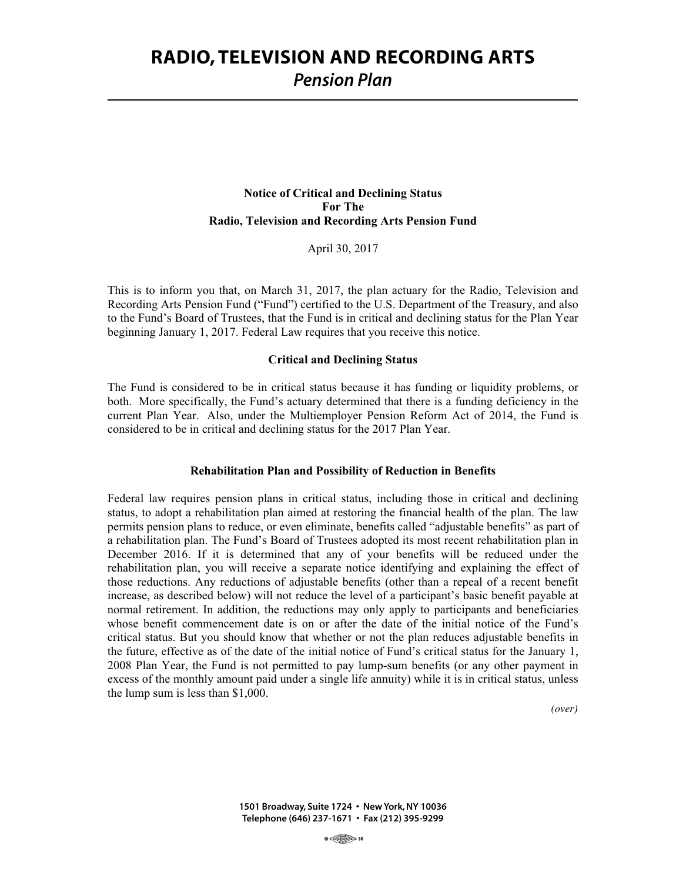# RADIO, TELEVISION AND RECORDING ARTS
## *Pension Plan*

**Notice of Critical and Declining Status**
**For The**
**Radio, Television and Recording Arts Pension Fund**

April 30, 2017

This is to inform you that, on March 31, 2017, the plan actuary for the Radio, Television and Recording Arts Pension Fund ("Fund") certified to the U.S. Department of the Treasury, and also to the Fund's Board of Trustees, that the Fund is in critical and declining status for the Plan Year beginning January 1, 2017. Federal Law requires that you receive this notice.

### Critical and Declining Status

The Fund is considered to be in critical status because it has funding or liquidity problems, or both. More specifically, the Fund's actuary determined that there is a funding deficiency in the current Plan Year. Also, under the Multiemployer Pension Reform Act of 2014, the Fund is considered to be in critical and declining status for the 2017 Plan Year.

### Rehabilitation Plan and Possibility of Reduction in Benefits

Federal law requires pension plans in critical status, including those in critical and declining status, to adopt a rehabilitation plan aimed at restoring the financial health of the plan. The law permits pension plans to reduce, or even eliminate, benefits called "adjustable benefits" as part of a rehabilitation plan. The Fund's Board of Trustees adopted its most recent rehabilitation plan in December 2016. If it is determined that any of your benefits will be reduced under the rehabilitation plan, you will receive a separate notice identifying and explaining the effect of those reductions. Any reductions of adjustable benefits (other than a repeal of a recent benefit increase, as described below) will not reduce the level of a participant's basic benefit payable at normal retirement. In addition, the reductions may only apply to participants and beneficiaries whose benefit commencement date is on or after the date of the initial notice of the Fund's critical status. But you should know that whether or not the plan reduces adjustable benefits in the future, effective as of the date of the initial notice of Fund's critical status for the January 1, 2008 Plan Year, the Fund is not permitted to pay lump-sum benefits (or any other payment in excess of the monthly amount paid under a single life annuity) while it is in critical status, unless the lump sum is less than $1,000.

*(over)*

**1501 Broadway, Suite 1724 • New York, NY 10036**
**Telephone (646) 237-1671 • Fax (212) 395-9299**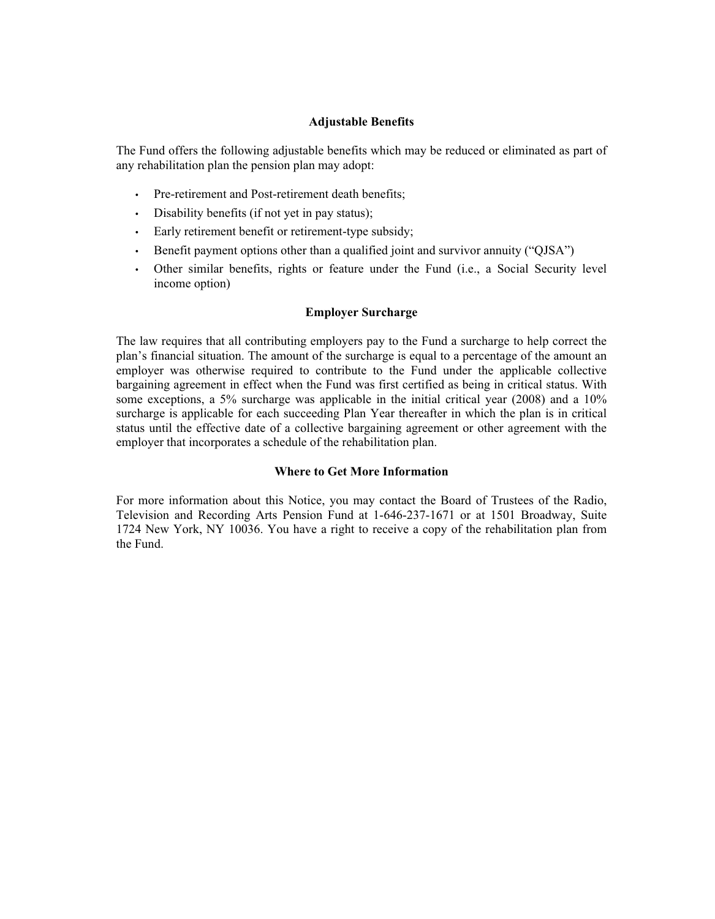## Adjustable Benefits

The Fund offers the following adjustable benefits which may be reduced or eliminated as part of any rehabilitation plan the pension plan may adopt:

- Pre-retirement and Post-retirement death benefits;
- Disability benefits (if not yet in pay status);
- Early retirement benefit or retirement-type subsidy;
- Benefit payment options other than a qualified joint and survivor annuity ("QJSA")
- Other similar benefits, rights or feature under the Fund (i.e., a Social Security level income option)

## Employer Surcharge

The law requires that all contributing employers pay to the Fund a surcharge to help correct the plan's financial situation. The amount of the surcharge is equal to a percentage of the amount an employer was otherwise required to contribute to the Fund under the applicable collective bargaining agreement in effect when the Fund was first certified as being in critical status. With some exceptions, a 5% surcharge was applicable in the initial critical year (2008) and a 10% surcharge is applicable for each succeeding Plan Year thereafter in which the plan is in critical status until the effective date of a collective bargaining agreement or other agreement with the employer that incorporates a schedule of the rehabilitation plan.

## Where to Get More Information

For more information about this Notice, you may contact the Board of Trustees of the Radio, Television and Recording Arts Pension Fund at 1-646-237-1671 or at 1501 Broadway, Suite 1724 New York, NY 10036. You have a right to receive a copy of the rehabilitation plan from the Fund.